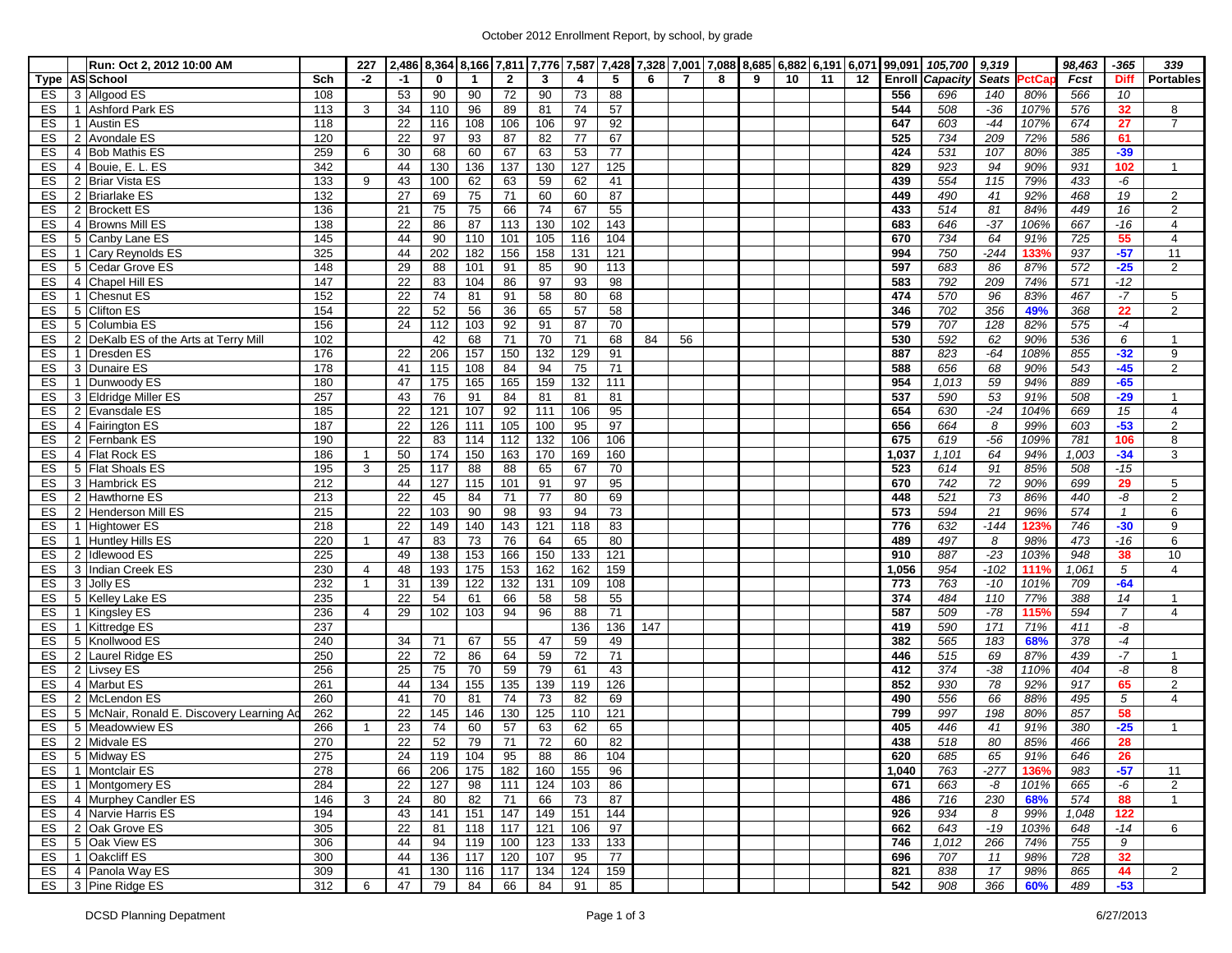# October 2012 Enrollment Report, by school, by grade

| Type | AS | School | Sch | -2 | -1 | 0 | 1 | 2 | 3 | 4 | 5 | 6 | 7 | 8 | 9 | 10 | 11 | 12 | Enroll | Capacity | Seats | PctCap | Fcst | Diff | Portables |
|---|---|---|---|---|---|---|---|---|---|---|---|---|---|---|---|---|---|---|---|---|---|---|---|---|---|
| | | Run: Oct 2, 2012 10:00 AM | | 227 | 2,486 | 8,364 | 8,166 | 7,811 | 7,776 | 7,587 | 7,428 | 7,328 | 7,001 | 7,088 | 8,685 | 6,882 | 6,191 | 6,071 | 99,091 | 105,700 | 9,319 | | 98,463 | -365 | 339 |
| ES | 3 | Allgood ES | 108 | | 53 | 90 | 90 | 72 | 90 | 73 | 88 | | | | | | | | 556 | 696 | 140 | 80% | 566 | 10 | |
| ES | 1 | Ashford Park ES | 113 | 3 | 34 | 110 | 96 | 89 | 81 | 74 | 57 | | | | | | | | 544 | 508 | -36 | 107% | 576 | 32 | 8 |
| ES | 1 | Austin ES | 118 | | 22 | 116 | 108 | 106 | 106 | 97 | 92 | | | | | | | | 647 | 603 | -44 | 107% | 674 | 27 | 7 |
| ES | 2 | Avondale ES | 120 | | 22 | 97 | 93 | 87 | 82 | 77 | 67 | | | | | | | | 525 | 734 | 209 | 72% | 586 | 61 | |
| ES | 4 | Bob Mathis ES | 259 | 6 | 30 | 68 | 60 | 67 | 63 | 53 | 77 | | | | | | | | 424 | 531 | 107 | 80% | 385 | -39 | |
| ES | 4 | Bouie, E. L. ES | 342 | | 44 | 130 | 136 | 137 | 130 | 127 | 125 | | | | | | | | 829 | 923 | 94 | 90% | 931 | 102 | 1 |
| ES | 2 | Briar Vista ES | 133 | 9 | 43 | 100 | 62 | 63 | 59 | 62 | 41 | | | | | | | | 439 | 554 | 115 | 79% | 433 | -6 | |
| ES | 2 | Briarlake ES | 132 | | 27 | 69 | 75 | 71 | 60 | 60 | 87 | | | | | | | | 449 | 490 | 41 | 92% | 468 | 19 | 2 |
| ES | 2 | Brockett ES | 136 | | 21 | 75 | 75 | 66 | 74 | 67 | 55 | | | | | | | | 433 | 514 | 81 | 84% | 449 | 16 | 2 |
| ES | 4 | Browns Mill ES | 138 | | 22 | 86 | 87 | 113 | 130 | 102 | 143 | | | | | | | | 683 | 646 | -37 | 106% | 667 | -16 | 4 |
| ES | 5 | Canby Lane ES | 145 | | 44 | 90 | 110 | 101 | 105 | 116 | 104 | | | | | | | | 670 | 734 | 64 | 91% | 725 | 55 | 4 |
| ES | 1 | Cary Reynolds ES | 325 | | 44 | 202 | 182 | 156 | 158 | 131 | 121 | | | | | | | | 994 | 750 | -244 | 133% | 937 | -57 | 11 |
| ES | 5 | Cedar Grove ES | 148 | | 29 | 88 | 101 | 91 | 85 | 90 | 113 | | | | | | | | 597 | 683 | 86 | 87% | 572 | -25 | 2 |
| ES | 4 | Chapel Hill ES | 147 | | 22 | 83 | 104 | 86 | 97 | 93 | 98 | | | | | | | | 583 | 792 | 209 | 74% | 571 | -12 | |
| ES | 1 | Chesnut ES | 152 | | 22 | 74 | 81 | 91 | 58 | 80 | 68 | | | | | | | | 474 | 570 | 96 | 83% | 467 | -7 | 5 |
| ES | 5 | Clifton ES | 154 | | 22 | 52 | 56 | 36 | 65 | 57 | 58 | | | | | | | | 346 | 702 | 356 | 49% | 368 | 22 | 2 |
| ES | 5 | Columbia ES | 156 | | 24 | 112 | 103 | 92 | 91 | 87 | 70 | | | | | | | | 579 | 707 | 128 | 82% | 575 | -4 | |
| ES | 2 | DeKalb ES of the Arts at Terry Mill | 102 | | | 42 | 68 | 71 | 70 | 71 | 68 | 84 | 56 | | | | | | 530 | 592 | 62 | 90% | 536 | 6 | 1 |
| ES | 1 | Dresden ES | 176 | | 22 | 206 | 157 | 150 | 132 | 129 | 91 | | | | | | | | 887 | 823 | -64 | 108% | 855 | -32 | 9 |
| ES | 3 | Dunaire ES | 178 | | 41 | 115 | 108 | 84 | 94 | 75 | 71 | | | | | | | | 588 | 656 | 68 | 90% | 543 | -45 | 2 |
| ES | 1 | Dunwoody ES | 180 | | 47 | 175 | 165 | 165 | 159 | 132 | 111 | | | | | | | | 954 | 1,013 | 59 | 94% | 889 | -65 | |
| ES | 3 | Eldridge Miller ES | 257 | | 43 | 76 | 91 | 84 | 81 | 81 | 81 | | | | | | | | 537 | 590 | 53 | 91% | 508 | -29 | 1 |
| ES | 2 | Evansdale ES | 185 | | 22 | 121 | 107 | 92 | 111 | 106 | 95 | | | | | | | | 654 | 630 | -24 | 104% | 669 | 15 | 4 |
| ES | 4 | Fairington ES | 187 | | 22 | 126 | 111 | 105 | 100 | 95 | 97 | | | | | | | | 656 | 664 | 8 | 99% | 603 | -53 | 2 |
| ES | 2 | Fernbank ES | 190 | | 22 | 83 | 114 | 112 | 132 | 106 | 106 | | | | | | | | 675 | 619 | -56 | 109% | 781 | 106 | 8 |
| ES | 4 | Flat Rock ES | 186 | 1 | 50 | 174 | 150 | 163 | 170 | 169 | 160 | | | | | | | | 1,037 | 1,101 | 64 | 94% | 1,003 | -34 | 3 |
| ES | 5 | Flat Shoals ES | 195 | 3 | 25 | 117 | 88 | 88 | 65 | 67 | 70 | | | | | | | | 523 | 614 | 91 | 85% | 508 | -15 | |
| ES | 3 | Hambrick ES | 212 | | 44 | 127 | 115 | 101 | 91 | 97 | 95 | | | | | | | | 670 | 742 | 72 | 90% | 699 | 29 | 5 |
| ES | 2 | Hawthorne ES | 213 | | 22 | 45 | 84 | 71 | 77 | 80 | 69 | | | | | | | | 448 | 521 | 73 | 86% | 440 | -8 | 2 |
| ES | 2 | Henderson Mill ES | 215 | | 22 | 103 | 90 | 98 | 93 | 94 | 73 | | | | | | | | 573 | 594 | 21 | 96% | 574 | 1 | 6 |
| ES | 1 | Hightower ES | 218 | | 22 | 149 | 140 | 143 | 121 | 118 | 83 | | | | | | | | 776 | 632 | -144 | 123% | 746 | -30 | 9 |
| ES | 1 | Huntley Hills ES | 220 | 1 | 47 | 83 | 73 | 76 | 64 | 65 | 80 | | | | | | | | 489 | 497 | 8 | 98% | 473 | -16 | 6 |
| ES | 2 | Idlewood ES | 225 | | 49 | 138 | 153 | 166 | 150 | 133 | 121 | | | | | | | | 910 | 887 | -23 | 103% | 948 | 38 | 10 |
| ES | 3 | Indian Creek ES | 230 | 4 | 48 | 193 | 175 | 153 | 162 | 162 | 159 | | | | | | | | 1,056 | 954 | -102 | 111% | 1,061 | 5 | 4 |
| ES | 3 | Jolly ES | 232 | 1 | 31 | 139 | 122 | 132 | 131 | 109 | 108 | | | | | | | | 773 | 763 | -10 | 101% | 709 | -64 | |
| ES | 5 | Kelley Lake ES | 235 | | 22 | 54 | 61 | 66 | 58 | 58 | 55 | | | | | | | | 374 | 484 | 110 | 77% | 388 | 14 | 1 |
| ES | 1 | Kingsley ES | 236 | 4 | 29 | 102 | 103 | 94 | 96 | 88 | 71 | | | | | | | | 587 | 509 | -78 | 115% | 594 | 7 | 4 |
| ES | 1 | Kittredge ES | 237 | | | | | | | 136 | 136 | 147 | | | | | | | 419 | 590 | 171 | 71% | 411 | -8 | |
| ES | 5 | Knollwood ES | 240 | | 34 | 71 | 67 | 55 | 47 | 59 | 49 | | | | | | | | 382 | 565 | 183 | 68% | 378 | -4 | |
| ES | 2 | Laurel Ridge ES | 250 | | 22 | 72 | 86 | 64 | 59 | 72 | 71 | | | | | | | | 446 | 515 | 69 | 87% | 439 | -7 | 1 |
| ES | 2 | Livsey ES | 256 | | 25 | 75 | 70 | 59 | 79 | 61 | 43 | | | | | | | | 412 | 374 | -38 | 110% | 404 | -8 | 8 |
| ES | 4 | Marbut ES | 261 | | 44 | 134 | 155 | 135 | 139 | 119 | 126 | | | | | | | | 852 | 930 | 78 | 92% | 917 | 65 | 2 |
| ES | 2 | McLendon ES | 260 | | 41 | 70 | 81 | 74 | 73 | 82 | 69 | | | | | | | | 490 | 556 | 66 | 88% | 495 | 5 | 4 |
| ES | 5 | McNair, Ronald E. Discovery Learning Ac | 262 | | 22 | 145 | 146 | 130 | 125 | 110 | 121 | | | | | | | | 799 | 997 | 198 | 80% | 857 | 58 | |
| ES | 5 | Meadowview ES | 266 | 1 | 23 | 74 | 60 | 57 | 63 | 62 | 65 | | | | | | | | 405 | 446 | 41 | 91% | 380 | -25 | 1 |
| ES | 2 | Midvale ES | 270 | | 22 | 52 | 79 | 71 | 72 | 60 | 82 | | | | | | | | 438 | 518 | 80 | 85% | 466 | 28 | |
| ES | 5 | Midway ES | 275 | | 24 | 119 | 104 | 95 | 88 | 86 | 104 | | | | | | | | 620 | 685 | 65 | 91% | 646 | 26 | |
| ES | 1 | Montclair ES | 278 | | 66 | 206 | 175 | 182 | 160 | 155 | 96 | | | | | | | | 1,040 | 763 | -277 | 136% | 983 | -57 | 11 |
| ES | 1 | Montgomery ES | 284 | | 22 | 127 | 98 | 111 | 124 | 103 | 86 | | | | | | | | 671 | 663 | -8 | 101% | 665 | -6 | 2 |
| ES | 4 | Murphey Candler ES | 146 | 3 | 24 | 80 | 82 | 71 | 66 | 73 | 87 | | | | | | | | 486 | 716 | 230 | 68% | 574 | 88 | 1 |
| ES | 4 | Narvie Harris ES | 194 | | 43 | 141 | 151 | 147 | 149 | 151 | 144 | | | | | | | | 926 | 934 | 8 | 99% | 1,048 | 122 | |
| ES | 2 | Oak Grove ES | 305 | | 22 | 81 | 118 | 117 | 121 | 106 | 97 | | | | | | | | 662 | 643 | -19 | 103% | 648 | -14 | 6 |
| ES | 5 | Oak View ES | 306 | | 44 | 94 | 119 | 100 | 123 | 133 | 133 | | | | | | | | 746 | 1,012 | 266 | 74% | 755 | 9 | |
| ES | 1 | Oakcliff ES | 300 | | 44 | 136 | 117 | 120 | 107 | 95 | 77 | | | | | | | | 696 | 707 | 11 | 98% | 728 | 32 | |
| ES | 4 | Panola Way ES | 309 | | 41 | 130 | 116 | 117 | 134 | 124 | 159 | | | | | | | | 821 | 838 | 17 | 98% | 865 | 44 | 2 |
| ES | 3 | Pine Ridge ES | 312 | 6 | 47 | 79 | 84 | 66 | 84 | 91 | 85 | | | | | | | | 542 | 908 | 366 | 60% | 489 | -53 | |

DCSD Planning Depatment

6/27/2013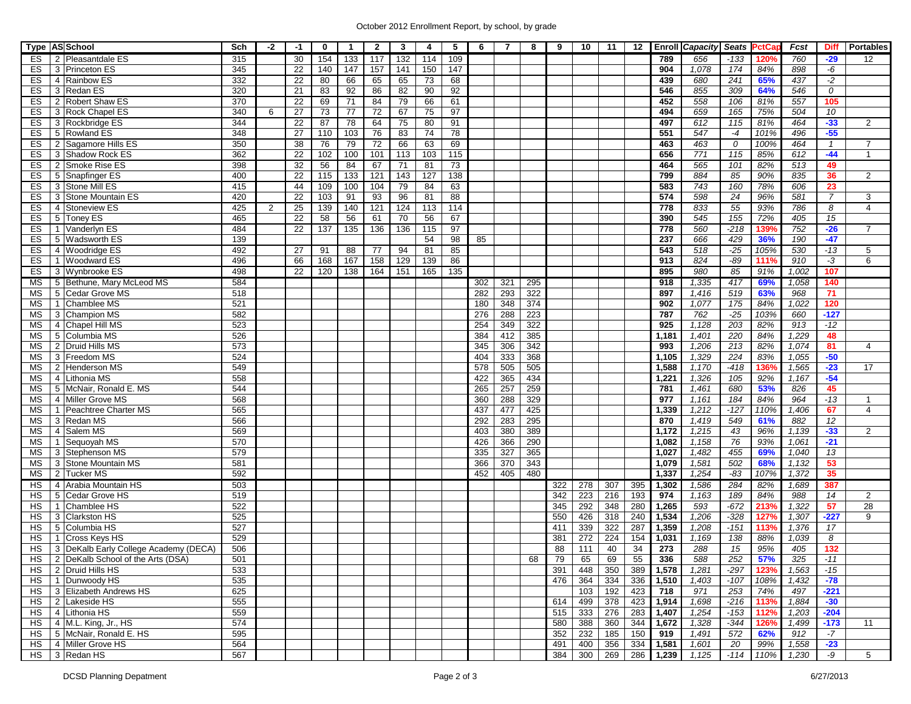# October 2012 Enrollment Report, by school, by grade

| Type | AS | School | Sch | -2 | -1 | 0 | 1 | 2 | 3 | 4 | 5 | 6 | 7 | 8 | 9 | 10 | 11 | 12 | Enroll | Capacity | Seats | PctCap | Fcst | Diff | Portables |
|---|---|---|---|---|---|---|---|---|---|---|---|---|---|---|---|---|---|---|---|---|---|---|---|---|---|
| ES | 2 | Pleasantdale ES | 315 | | 30 | 154 | 133 | 117 | 132 | 114 | 109 | | | | | | | | 789 | 656 | -133 | 120% | 760 | -29 | 12 |
| ES | 3 | Princeton ES | 345 | | 22 | 140 | 147 | 157 | 141 | 150 | 147 | | | | | | | | 904 | 1,078 | 174 | 84% | 898 | -6 | |
| ES | 4 | Rainbow ES | 332 | | 22 | 80 | 66 | 65 | 65 | 73 | 68 | | | | | | | | 439 | 680 | 241 | 65% | 437 | -2 | |
| ES | 3 | Redan ES | 320 | | 21 | 83 | 92 | 86 | 82 | 90 | 92 | | | | | | | | 546 | 855 | 309 | 64% | 546 | 0 | |
| ES | 2 | Robert Shaw ES | 370 | | 22 | 69 | 71 | 84 | 79 | 66 | 61 | | | | | | | | 452 | 558 | 106 | 81% | 557 | 105 | |
| ES | 3 | Rock Chapel ES | 340 | 6 | 27 | 73 | 77 | 72 | 67 | 75 | 97 | | | | | | | | 494 | 659 | 165 | 75% | 504 | 10 | |
| ES | 3 | Rockbridge ES | 344 | | 22 | 87 | 78 | 64 | 75 | 80 | 91 | | | | | | | | 497 | 612 | 115 | 81% | 464 | -33 | 2 |
| ES | 5 | Rowland ES | 348 | | 27 | 110 | 103 | 76 | 83 | 74 | 78 | | | | | | | | 551 | 547 | -4 | 101% | 496 | -55 | |
| ES | 2 | Sagamore Hills ES | 350 | | 38 | 76 | 79 | 72 | 66 | 63 | 69 | | | | | | | | 463 | 463 | 0 | 100% | 464 | 1 | 7 |
| ES | 3 | Shadow Rock ES | 362 | | 22 | 102 | 100 | 101 | 113 | 103 | 115 | | | | | | | | 656 | 771 | 115 | 85% | 612 | -44 | 1 |
| ES | 2 | Smoke Rise ES | 398 | | 32 | 56 | 84 | 67 | 71 | 81 | 73 | | | | | | | | 464 | 565 | 101 | 82% | 513 | 49 | |
| ES | 5 | Snapfinger ES | 400 | | 22 | 115 | 133 | 121 | 143 | 127 | 138 | | | | | | | | 799 | 884 | 85 | 90% | 835 | 36 | 2 |
| ES | 3 | Stone Mill ES | 415 | | 44 | 109 | 100 | 104 | 79 | 84 | 63 | | | | | | | | 583 | 743 | 160 | 78% | 606 | 23 | |
| ES | 3 | Stone Mountain ES | 420 | | 22 | 103 | 91 | 93 | 96 | 81 | 88 | | | | | | | | 574 | 598 | 24 | 96% | 581 | 7 | 3 |
| ES | 4 | Stoneview ES | 425 | 2 | 25 | 139 | 140 | 121 | 124 | 113 | 114 | | | | | | | | 778 | 833 | 55 | 93% | 786 | 8 | 4 |
| ES | 5 | Toney ES | 465 | | 22 | 58 | 56 | 61 | 70 | 56 | 67 | | | | | | | | 390 | 545 | 155 | 72% | 405 | 15 | |
| ES | 1 | Vanderlyn ES | 484 | | 22 | 137 | 135 | 136 | 136 | 115 | 97 | | | | | | | | 778 | 560 | -218 | 139% | 752 | -26 | 7 |
| ES | 5 | Wadsworth ES | 139 | | | | | | | 54 | 98 | 85 | | | | | | | 237 | 666 | 429 | 36% | 190 | -47 | |
| ES | 4 | Woodridge ES | 492 | | 27 | 91 | 88 | 77 | 94 | 81 | 85 | | | | | | | | 543 | 518 | -25 | 105% | 530 | -13 | 5 |
| ES | 1 | Woodward ES | 496 | | 66 | 168 | 167 | 158 | 129 | 139 | 86 | | | | | | | | 913 | 824 | -89 | 111% | 910 | -3 | 6 |
| ES | 3 | Wynbrooke ES | 498 | | 22 | 120 | 138 | 164 | 151 | 165 | 135 | | | | | | | | 895 | 980 | 85 | 91% | 1,002 | 107 | |
| MS | 5 | Bethune, Mary McLeod MS | 584 | | | | | | | | | 302 | 321 | 295 | | | | | 918 | 1,335 | 417 | 69% | 1,058 | 140 | |
| MS | 5 | Cedar Grove MS | 518 | | | | | | | | | 282 | 293 | 322 | | | | | 897 | 1,416 | 519 | 63% | 968 | 71 | |
| MS | 1 | Chamblee MS | 521 | | | | | | | | | 180 | 348 | 374 | | | | | 902 | 1,077 | 175 | 84% | 1,022 | 120 | |
| MS | 3 | Champion MS | 582 | | | | | | | | | 276 | 288 | 223 | | | | | 787 | 762 | -25 | 103% | 660 | -127 | |
| MS | 4 | Chapel Hill MS | 523 | | | | | | | | | 254 | 349 | 322 | | | | | 925 | 1,128 | 203 | 82% | 913 | -12 | |
| MS | 5 | Columbia MS | 526 | | | | | | | | | 384 | 412 | 385 | | | | | 1,181 | 1,401 | 220 | 84% | 1,229 | 48 | |
| MS | 2 | Druid Hills MS | 573 | | | | | | | | | 345 | 306 | 342 | | | | | 993 | 1,206 | 213 | 82% | 1,074 | 81 | 4 |
| MS | 3 | Freedom MS | 524 | | | | | | | | | 404 | 333 | 368 | | | | | 1,105 | 1,329 | 224 | 83% | 1,055 | -50 | |
| MS | 2 | Henderson MS | 549 | | | | | | | | | 578 | 505 | 505 | | | | | 1,588 | 1,170 | -418 | 136% | 1,565 | -23 | 17 |
| MS | 4 | Lithonia MS | 558 | | | | | | | | | 422 | 365 | 434 | | | | | 1,221 | 1,326 | 105 | 92% | 1,167 | -54 | |
| MS | 5 | McNair, Ronald E. MS | 544 | | | | | | | | | 265 | 257 | 259 | | | | | 781 | 1,461 | 680 | 53% | 826 | 45 | |
| MS | 4 | Miller Grove MS | 568 | | | | | | | | | 360 | 288 | 329 | | | | | 977 | 1,161 | 184 | 84% | 964 | -13 | 1 |
| MS | 1 | Peachtree Charter MS | 565 | | | | | | | | | 437 | 477 | 425 | | | | | 1,339 | 1,212 | -127 | 110% | 1,406 | 67 | 4 |
| MS | 3 | Redan MS | 566 | | | | | | | | | 292 | 283 | 295 | | | | | 870 | 1,419 | 549 | 61% | 882 | 12 | |
| MS | 4 | Salem MS | 569 | | | | | | | | | 403 | 380 | 389 | | | | | 1,172 | 1,215 | 43 | 96% | 1,139 | -33 | 2 |
| MS | 1 | Sequoyah MS | 570 | | | | | | | | | 426 | 366 | 290 | | | | | 1,082 | 1,158 | 76 | 93% | 1,061 | -21 | |
| MS | 3 | Stephenson MS | 579 | | | | | | | | | 335 | 327 | 365 | | | | | 1,027 | 1,482 | 455 | 69% | 1,040 | 13 | |
| MS | 3 | Stone Mountain MS | 581 | | | | | | | | | 366 | 370 | 343 | | | | | 1,079 | 1,581 | 502 | 68% | 1,132 | 53 | |
| MS | 2 | Tucker MS | 592 | | | | | | | | | 452 | 405 | 480 | | | | | 1,337 | 1,254 | -83 | 107% | 1,372 | 35 | |
| HS | 4 | Arabia Mountain HS | 503 | | | | | | | | | | | | 322 | 278 | 307 | 395 | 1,302 | 1,586 | 284 | 82% | 1,689 | 387 | |
| HS | 5 | Cedar Grove HS | 519 | | | | | | | | | | | | 342 | 223 | 216 | 193 | 974 | 1,163 | 189 | 84% | 988 | 14 | 2 |
| HS | 1 | Chamblee HS | 522 | | | | | | | | | | | | 345 | 292 | 348 | 280 | 1,265 | 593 | -672 | 213% | 1,322 | 57 | 28 |
| HS | 3 | Clarkston HS | 525 | | | | | | | | | | | | 550 | 426 | 318 | 240 | 1,534 | 1,206 | -328 | 127% | 1,307 | -227 | 9 |
| HS | 5 | Columbia HS | 527 | | | | | | | | | | | | 411 | 339 | 322 | 287 | 1,359 | 1,208 | -151 | 113% | 1,376 | 17 | |
| HS | 1 | Cross Keys HS | 529 | | | | | | | | | | | | 381 | 272 | 224 | 154 | 1,031 | 1,169 | 138 | 88% | 1,039 | 8 | |
| HS | 3 | DeKalb Early College Academy (DECA) | 506 | | | | | | | | | | | | 88 | 111 | 40 | 34 | 273 | 288 | 15 | 95% | 405 | 132 | |
| HS | 2 | DeKalb School of the Arts (DSA) | 501 | | | | | | | | | | | 68 | 79 | 65 | 69 | 55 | 336 | 588 | 252 | 57% | 325 | -11 | |
| HS | 2 | Druid Hills HS | 533 | | | | | | | | | | | | 391 | 448 | 350 | 389 | 1,578 | 1,281 | -297 | 123% | 1,563 | -15 | |
| HS | 1 | Dunwoody HS | 535 | | | | | | | | | | | | 476 | 364 | 334 | 336 | 1,510 | 1,403 | -107 | 108% | 1,432 | -78 | |
| HS | 3 | Elizabeth Andrews HS | 625 | | | | | | | | | | | | | 103 | 192 | 423 | 718 | 971 | 253 | 74% | 497 | -221 | |
| HS | 2 | Lakeside HS | 555 | | | | | | | | | | | | 614 | 499 | 378 | 423 | 1,914 | 1,698 | -216 | 113% | 1,884 | -30 | |
| HS | 4 | Lithonia HS | 559 | | | | | | | | | | | | 515 | 333 | 276 | 283 | 1,407 | 1,254 | -153 | 112% | 1,203 | -204 | |
| HS | 4 | M.L. King, Jr., HS | 574 | | | | | | | | | | | | 580 | 388 | 360 | 344 | 1,672 | 1,328 | -344 | 126% | 1,499 | -173 | 11 |
| HS | 5 | McNair, Ronald E. HS | 595 | | | | | | | | | | | | 352 | 232 | 185 | 150 | 919 | 1,491 | 572 | 62% | 912 | -7 | |
| HS | 4 | Miller Grove HS | 564 | | | | | | | | | | | | 491 | 400 | 356 | 334 | 1,581 | 1,601 | 20 | 99% | 1,558 | -23 | |
| HS | 3 | Redan HS | 567 | | | | | | | | | | | | 384 | 300 | 269 | 286 | 1,239 | 1,125 | -114 | 110% | 1,230 | -9 | 5 |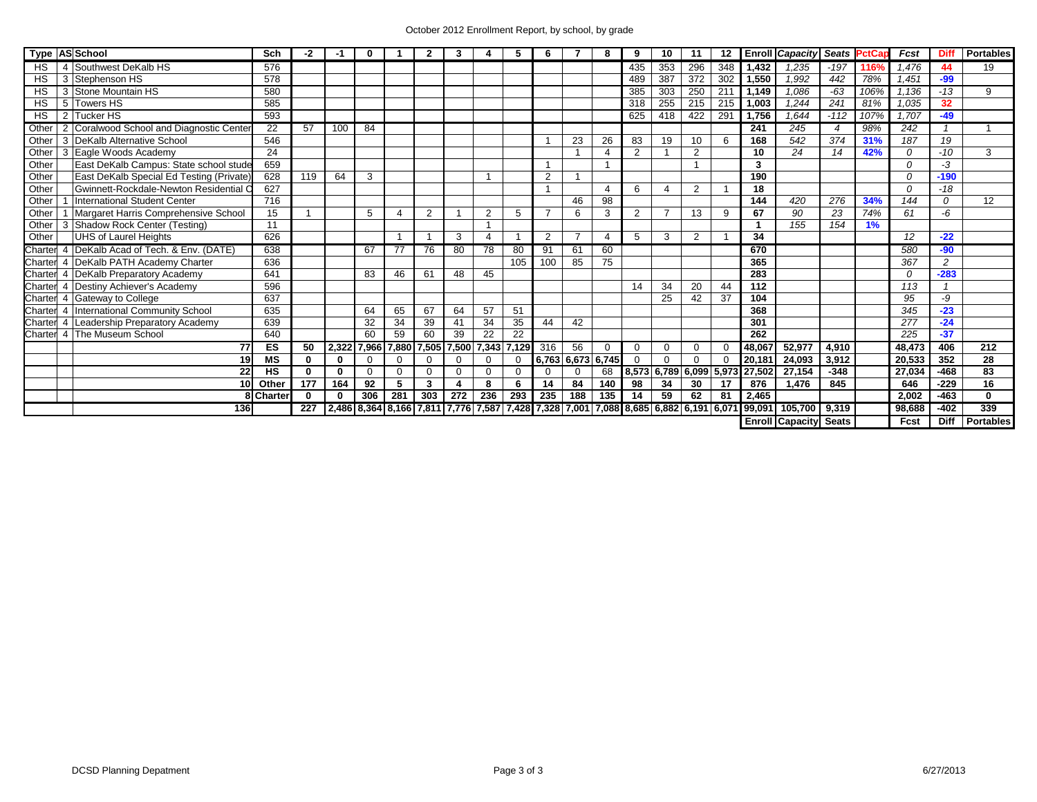October 2012 Enrollment Report, by school, by grade

| Type | AS | School | Sch | -2 | -1 | 0 | 1 | 2 | 3 | 4 | 5 | 6 | 7 | 8 | 9 | 10 | 11 | 12 | Enroll | Capacity | Seats | PctCap | Fcst | Diff | Portables |
|---|---|---|---|---|---|---|---|---|---|---|---|---|---|---|---|---|---|---|---|---|---|---|---|---|---|
| HS | 4 | Southwest DeKalb HS | 576 | | | | | | | | | | | | 435 | 353 | 296 | 348 | 1,432 | 1,235 | -197 | 116% | 1,476 | 44 | 19 |
| HS | 3 | Stephenson HS | 578 | | | | | | | | | | | | 489 | 387 | 372 | 302 | 1,550 | 1,992 | 442 | 78% | 1,451 | -99 | |
| HS | 3 | Stone Mountain HS | 580 | | | | | | | | | | | | 385 | 303 | 250 | 211 | 1,149 | 1,086 | -63 | 106% | 1,136 | -13 | 9 |
| HS | 5 | Towers HS | 585 | | | | | | | | | | | | 318 | 255 | 215 | 215 | 1,003 | 1,244 | 241 | 81% | 1,035 | 32 | |
| HS | 2 | Tucker HS | 593 | | | | | | | | | | | | 625 | 418 | 422 | 291 | 1,756 | 1,644 | -112 | 107% | 1,707 | -49 | |
| Other | 2 | Coralwood School and Diagnostic Center | 22 | 57 | 100 | 84 | | | | | | | | | | | | | 241 | 245 | 4 | 98% | 242 | 1 | 1 |
| Other | 3 | DeKalb Alternative School | 546 | | | | | | | | | 1 | 23 | 26 | 83 | 19 | 10 | 6 | 168 | 542 | 374 | 31% | 187 | 19 | |
| Other | 3 | Eagle Woods Academy | 24 | | | | | | | | | | 1 | 4 | 2 | 1 | 2 | | 10 | 24 | 14 | 42% | 0 | -10 | 3 |
| Other | | East DeKalb Campus: State school stude | 659 | | | | | | | | | 1 | | 1 | | | 1 | | 3 | | | | 0 | -3 | |
| Other | | East DeKalb Special Ed Testing (Private) | 628 | 119 | 64 | 3 | | | | 1 | | 2 | 1 | | | | | | 190 | | | | 0 | -190 | |
| Other | | Gwinnett-Rockdale-Newton Residential C | 627 | | | | | | | | | 1 | | 4 | 6 | 4 | 2 | 1 | 18 | | | | 0 | -18 | |
| Other | 1 | International Student Center | 716 | | | | | | | | | | 46 | 98 | | | | | 144 | 420 | 276 | 34% | 144 | 0 | 12 |
| Other | 1 | Margaret Harris Comprehensive School | 15 | 1 | | 5 | 4 | 2 | 1 | 2 | 5 | 7 | 6 | 3 | 2 | 7 | 13 | 9 | 67 | 90 | 23 | 74% | 61 | -6 | |
| Other | 3 | Shadow Rock Center (Testing) | 11 | | | | | | | 1 | | | | | | | | | 1 | 155 | 154 | 1% | | | |
| Other | | UHS of Laurel Heights | 626 | | | | 1 | 1 | 3 | 4 | 1 | 2 | 7 | 4 | 5 | 3 | 2 | 1 | 34 | | | | 12 | -22 | |
| Charter | 4 | DeKalb Acad of Tech. & Env. (DATE) | 638 | | | 67 | 77 | 76 | 80 | 78 | 80 | 91 | 61 | 60 | | | | | 670 | | | | 580 | -90 | |
| Charter | 4 | DeKalb PATH Academy Charter | 636 | | | | | | | | 105 | 100 | 85 | 75 | | | | | 365 | | | | 367 | 2 | |
| Charter | 4 | DeKalb Preparatory Academy | 641 | | | 83 | 46 | 61 | 48 | 45 | | | | | | | | | 283 | | | | 0 | -283 | |
| Charter | 4 | Destiny Achiever's Academy | 596 | | | | | | | | | | | | 14 | 34 | 20 | 44 | 112 | | | | 113 | 1 | |
| Charter | 4 | Gateway to College | 637 | | | | | | | | | | | | | 25 | 42 | 37 | 104 | | | | 95 | -9 | |
| Charter | 4 | International Community School | 635 | | | 64 | 65 | 67 | 64 | 57 | 51 | | | | | | | | 368 | | | | 345 | -23 | |
| Charter | 4 | Leadership Preparatory Academy | 639 | | | 32 | 34 | 39 | 41 | 34 | 35 | 44 | 42 | | | | | | 301 | | | | 277 | -24 | |
| Charter | 4 | The Museum School | 640 | | | 60 | 59 | 60 | 39 | 22 | 22 | | | | | | | | 262 | | | | 225 | -37 | |
| | | 77 | ES | 50 | 2,322 | 7,966 | 7,880 | 7,505 | 7,500 | 7,343 | 7,129 | 316 | 56 | 0 | 0 | 0 | 0 | 0 | 48,067 | 52,977 | 4,910 | | 48,473 | 406 | 212 |
| | | 19 | MS | 0 | 0 | 0 | 0 | 0 | 0 | 0 | 0 | 6,763 | 6,673 | 6,745 | 0 | 0 | 0 | 0 | 20,181 | 24,093 | 3,912 | | 20,533 | 352 | 28 |
| | | 22 | HS | 0 | 0 | 0 | 0 | 0 | 0 | 0 | 0 | 0 | 0 | 68 | 8,573 | 6,789 | 6,099 | 5,973 | 27,502 | 27,154 | -348 | | 27,034 | -468 | 83 |
| | | 10 | Other | 177 | 164 | 92 | 5 | 3 | 4 | 8 | 6 | 14 | 84 | 140 | 98 | 34 | 30 | 17 | 876 | 1,476 | 845 | | 646 | -229 | 16 |
| | | 8 | Charter | 0 | 0 | 306 | 281 | 303 | 272 | 236 | 293 | 235 | 188 | 135 | 14 | 59 | 62 | 81 | 2,465 | | | | 2,002 | -463 | 0 |
| | | 136 | | 227 | 2,486 | 8,364 | 8,166 | 7,811 | 7,776 | 7,587 | 7,428 | 7,328 | 7,001 | 7,088 | 8,685 | 6,882 | 6,191 | 6,071 | 99,091 | 105,700 | 9,319 | | 98,688 | -402 | 339 |
| | | | | | | | | | | | | | | | | | | | Enroll | Capacity | Seats | | Fcst | Diff | Portables |